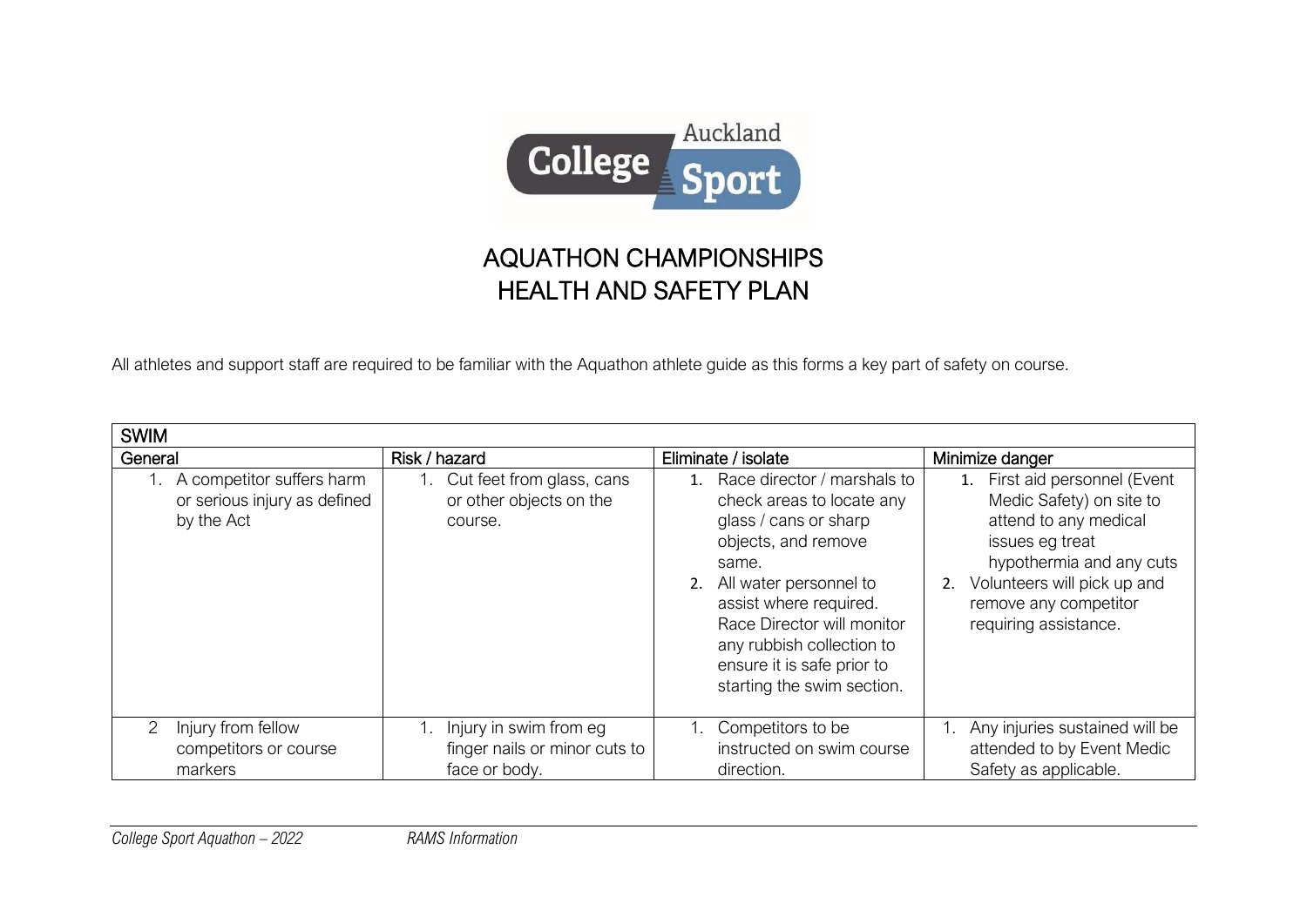# AQUATHON CHAMPIONSHIPS
# HEALTH AND SAFETY PLAN

All athletes and support staff are required to be familiar with the Aquathon athlete guide as this forms a key part of safety on course.

| SWIM | | | |
|---|---|---|---|
| **General** | **Risk / hazard** | **Eliminate / isolate** | **Minimize danger** |
| 1. A competitor suffers harm or serious injury as defined by the Act | 1. Cut feet from glass, cans or other objects on the course. | 1. Race director / marshals to check areas to locate any glass / cans or sharp objects, and remove same. 2. All water personnel to assist where required. Race Director will monitor any rubbish collection to ensure it is safe prior to starting the swim section. | 1. First aid personnel (Event Medic Safety) on site to attend to any medical issues eg treat hypothermia and any cuts 2. Volunteers will pick up and remove any competitor requiring assistance. |
| 2 Injury from fellow competitors or course markers | 1. Injury in swim from eg finger nails or minor cuts to face or body. | 1. Competitors to be instructed on swim course direction. | 1. Any injuries sustained will be attended to by Event Medic Safety as applicable. |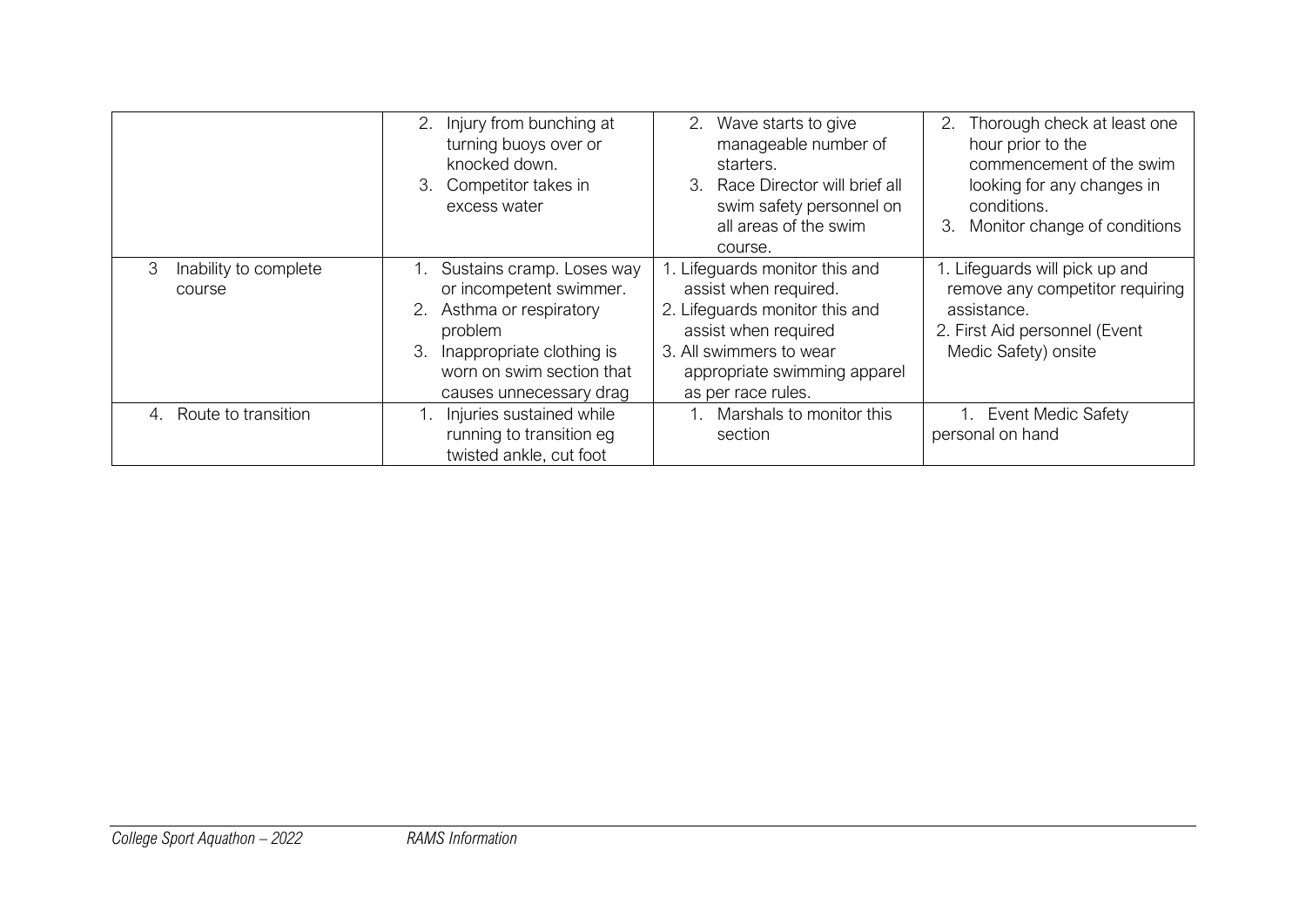| | | | |
|---|---|---|---|
| | 2. Injury from bunching at turning buoys over or knocked down.<br>3. Competitor takes in excess water | 2. Wave starts to give manageable number of starters.<br>3. Race Director will brief all swim safety personnel on all areas of the swim course. | 2. Thorough check at least one hour prior to the commencement of the swim looking for any changes in conditions.<br>3. Monitor change of conditions |
| 3 Inability to complete course | 1. Sustains cramp. Loses way or incompetent swimmer.<br>2. Asthma or respiratory problem<br>3. Inappropriate clothing is worn on swim section that causes unnecessary drag | 1. Lifeguards monitor this and assist when required.<br>2. Lifeguards monitor this and assist when required<br>3. All swimmers to wear appropriate swimming apparel as per race rules. | 1. Lifeguards will pick up and remove any competitor requiring assistance.<br>2. First Aid personnel (Event Medic Safety) onsite |
| 4. Route to transition | 1. Injuries sustained while running to transition eg twisted ankle, cut foot | 1. Marshals to monitor this section | 1. Event Medic Safety personal on hand |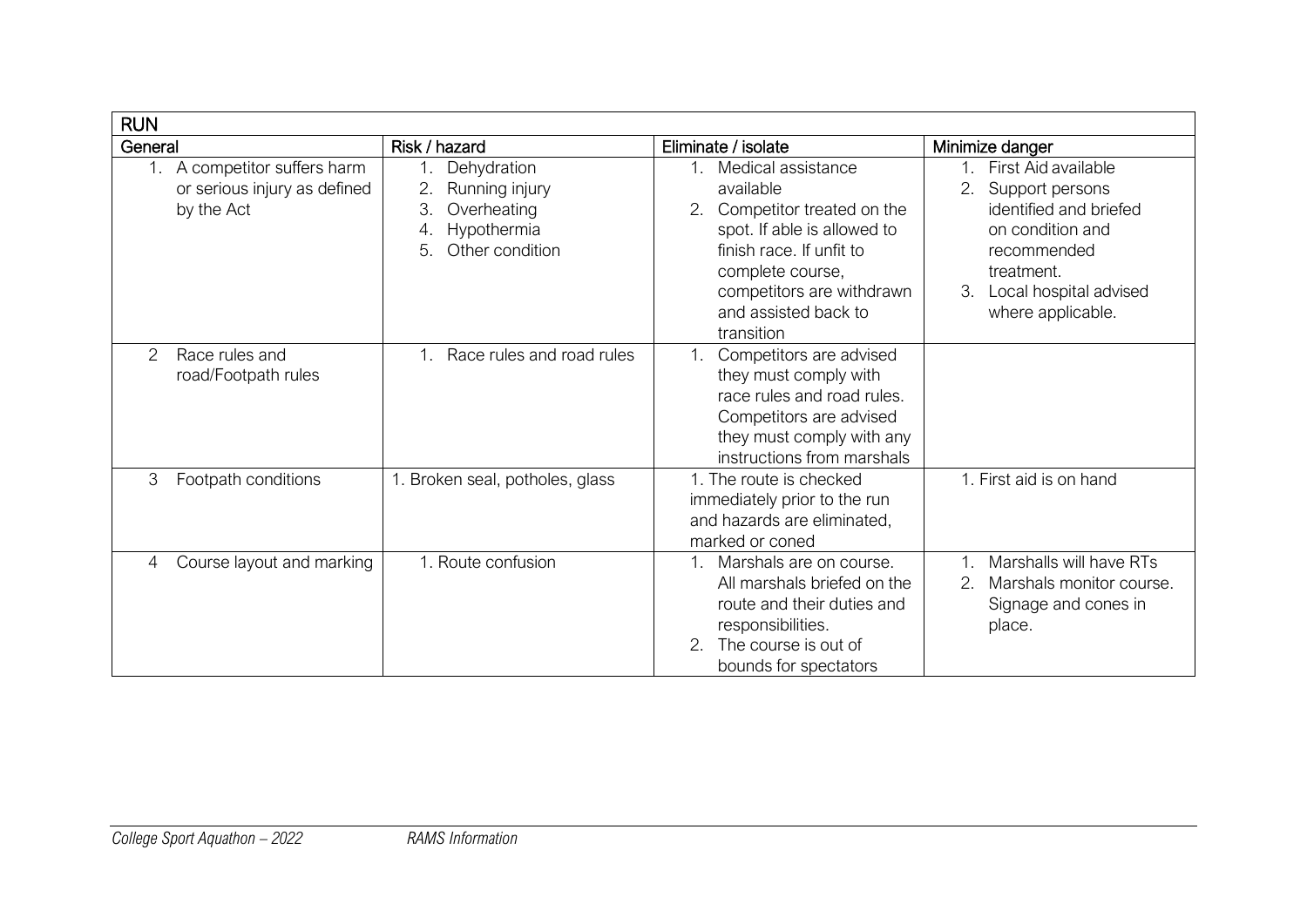| RUN | | | |
|---|---|---|---|
| General | Risk / hazard | Eliminate / isolate | Minimize danger |
| 1. A competitor suffers harm or serious injury as defined by the Act | 1. Dehydration<br>2. Running injury<br>3. Overheating<br>4. Hypothermia<br>5. Other condition | 1. Medical assistance available<br>2. Competitor treated on the spot. If able is allowed to finish race. If unfit to complete course, competitors are withdrawn and assisted back to transition | 1. First Aid available<br>2. Support persons identified and briefed on condition and recommended treatment.<br>3. Local hospital advised where applicable. |
| 2 Race rules and road/Footpath rules | 1. Race rules and road rules | 1. Competitors are advised they must comply with race rules and road rules. Competitors are advised they must comply with any instructions from marshals | |
| 3 Footpath conditions | 1. Broken seal, potholes, glass | 1. The route is checked immediately prior to the run and hazards are eliminated, marked or coned | 1. First aid is on hand |
| 4 Course layout and marking | 1. Route confusion | 1. Marshals are on course. All marshals briefed on the route and their duties and responsibilities.<br>2. The course is out of bounds for spectators | 1. Marshalls will have RTs<br>2. Marshals monitor course. Signage and cones in place. |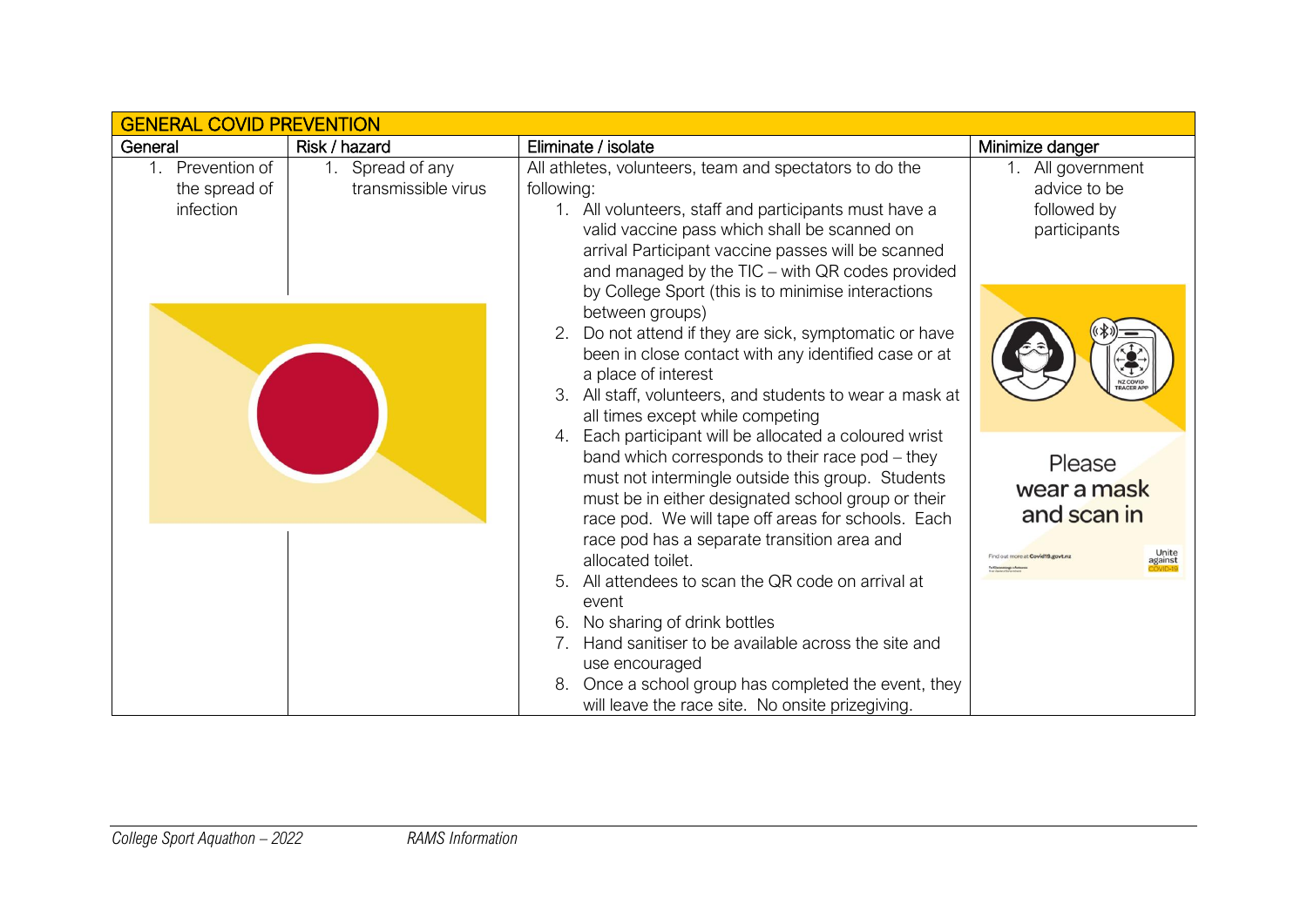| GENERAL COVID PREVENTION | | | |
|---|---|---|---|
| General | Risk / hazard | Eliminate / isolate | Minimize danger |
| 1. Prevention of the spread of infection | 1. Spread of any transmissible virus | All athletes, volunteers, team and spectators to do the following:<br>1. All volunteers, staff and participants must have a valid vaccine pass which shall be scanned on arrival Participant vaccine passes will be scanned and managed by the TIC – with QR codes provided by College Sport (this is to minimise interactions between groups)<br>2. Do not attend if they are sick, symptomatic or have been in close contact with any identified case or at a place of interest<br>3. All staff, volunteers, and students to wear a mask at all times except while competing<br>4. Each participant will be allocated a coloured wrist band which corresponds to their race pod – they must not intermingle outside this group. Students must be in either designated school group or their race pod. We will tape off areas for schools. Each race pod has a separate transition area and allocated toilet.<br>5. All attendees to scan the QR code on arrival at event<br>6. No sharing of drink bottles<br>7. Hand sanitiser to be available across the site and use encouraged<br>8. Once a school group has completed the event, they will leave the race site. No onsite prizegiving. | 1. All government advice to be followed by participants<br><br>Please wear a mask and scan in |